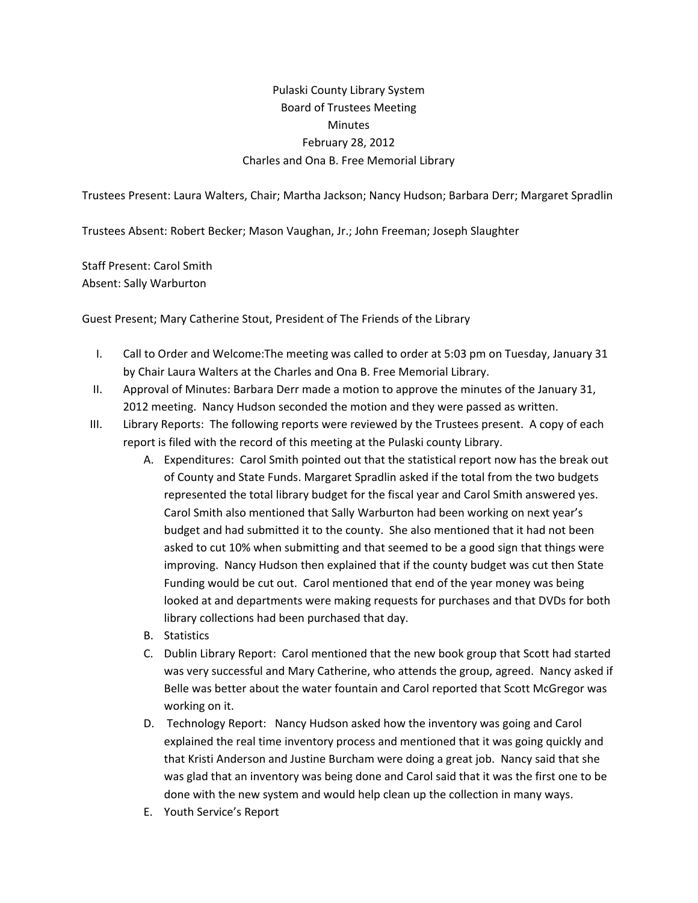Pulaski County Library System

Board of Trustees Meeting

Minutes

February 28, 2012

Charles and Ona B. Free Memorial Library

Trustees Present: Laura Walters, Chair; Martha Jackson; Nancy Hudson; Barbara Derr; Margaret Spradlin

Trustees Absent: Robert Becker; Mason Vaughan, Jr.; John Freeman; Joseph Slaughter

Staff Present: Carol Smith
Absent: Sally Warburton

Guest Present; Mary Catherine Stout, President of The Friends of the Library

I. Call to Order and Welcome:The meeting was called to order at 5:03 pm on Tuesday, January 31 by Chair Laura Walters at the Charles and Ona B. Free Memorial Library.

II. Approval of Minutes: Barbara Derr made a motion to approve the minutes of the January 31, 2012 meeting. Nancy Hudson seconded the motion and they were passed as written.

III. Library Reports: The following reports were reviewed by the Trustees present. A copy of each report is filed with the record of this meeting at the Pulaski county Library.

   A. Expenditures: Carol Smith pointed out that the statistical report now has the break out of County and State Funds. Margaret Spradlin asked if the total from the two budgets represented the total library budget for the fiscal year and Carol Smith answered yes. Carol Smith also mentioned that Sally Warburton had been working on next year's budget and had submitted it to the county. She also mentioned that it had not been asked to cut 10% when submitting and that seemed to be a good sign that things were improving. Nancy Hudson then explained that if the county budget was cut then State Funding would be cut out. Carol mentioned that end of the year money was being looked at and departments were making requests for purchases and that DVDs for both library collections had been purchased that day.

   B. Statistics

   C. Dublin Library Report: Carol mentioned that the new book group that Scott had started was very successful and Mary Catherine, who attends the group, agreed. Nancy asked if Belle was better about the water fountain and Carol reported that Scott McGregor was working on it.

   D. Technology Report: Nancy Hudson asked how the inventory was going and Carol explained the real time inventory process and mentioned that it was going quickly and that Kristi Anderson and Justine Burcham were doing a great job. Nancy said that she was glad that an inventory was being done and Carol said that it was the first one to be done with the new system and would help clean up the collection in many ways.

   E. Youth Service's Report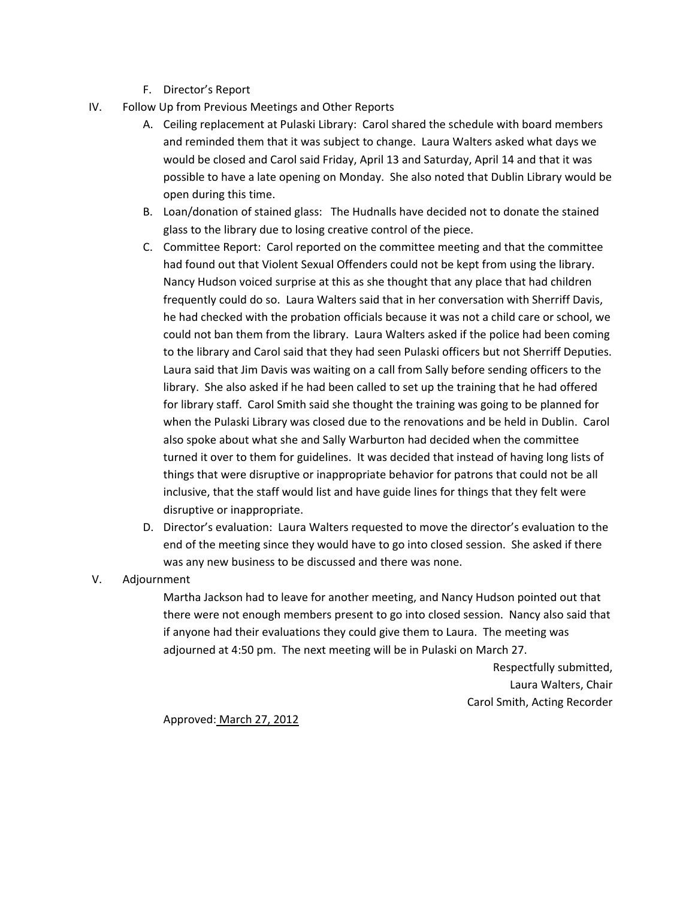F. Director's Report

IV. Follow Up from Previous Meetings and Other Reports

A. Ceiling replacement at Pulaski Library: Carol shared the schedule with board members and reminded them that it was subject to change. Laura Walters asked what days we would be closed and Carol said Friday, April 13 and Saturday, April 14 and that it was possible to have a late opening on Monday. She also noted that Dublin Library would be open during this time.

B. Loan/donation of stained glass: The Hudnalls have decided not to donate the stained glass to the library due to losing creative control of the piece.

C. Committee Report: Carol reported on the committee meeting and that the committee had found out that Violent Sexual Offenders could not be kept from using the library. Nancy Hudson voiced surprise at this as she thought that any place that had children frequently could do so. Laura Walters said that in her conversation with Sherriff Davis, he had checked with the probation officials because it was not a child care or school, we could not ban them from the library. Laura Walters asked if the police had been coming to the library and Carol said that they had seen Pulaski officers but not Sherriff Deputies. Laura said that Jim Davis was waiting on a call from Sally before sending officers to the library. She also asked if he had been called to set up the training that he had offered for library staff. Carol Smith said she thought the training was going to be planned for when the Pulaski Library was closed due to the renovations and be held in Dublin. Carol also spoke about what she and Sally Warburton had decided when the committee turned it over to them for guidelines. It was decided that instead of having long lists of things that were disruptive or inappropriate behavior for patrons that could not be all inclusive, that the staff would list and have guide lines for things that they felt were disruptive or inappropriate.

D. Director's evaluation: Laura Walters requested to move the director's evaluation to the end of the meeting since they would have to go into closed session. She asked if there was any new business to be discussed and there was none.

V. Adjournment

Martha Jackson had to leave for another meeting, and Nancy Hudson pointed out that there were not enough members present to go into closed session. Nancy also said that if anyone had their evaluations they could give them to Laura. The meeting was adjourned at 4:50 pm. The next meeting will be in Pulaski on March 27.

Respectfully submitted,
Laura Walters, Chair
Carol Smith, Acting Recorder

Approved: March 27, 2012